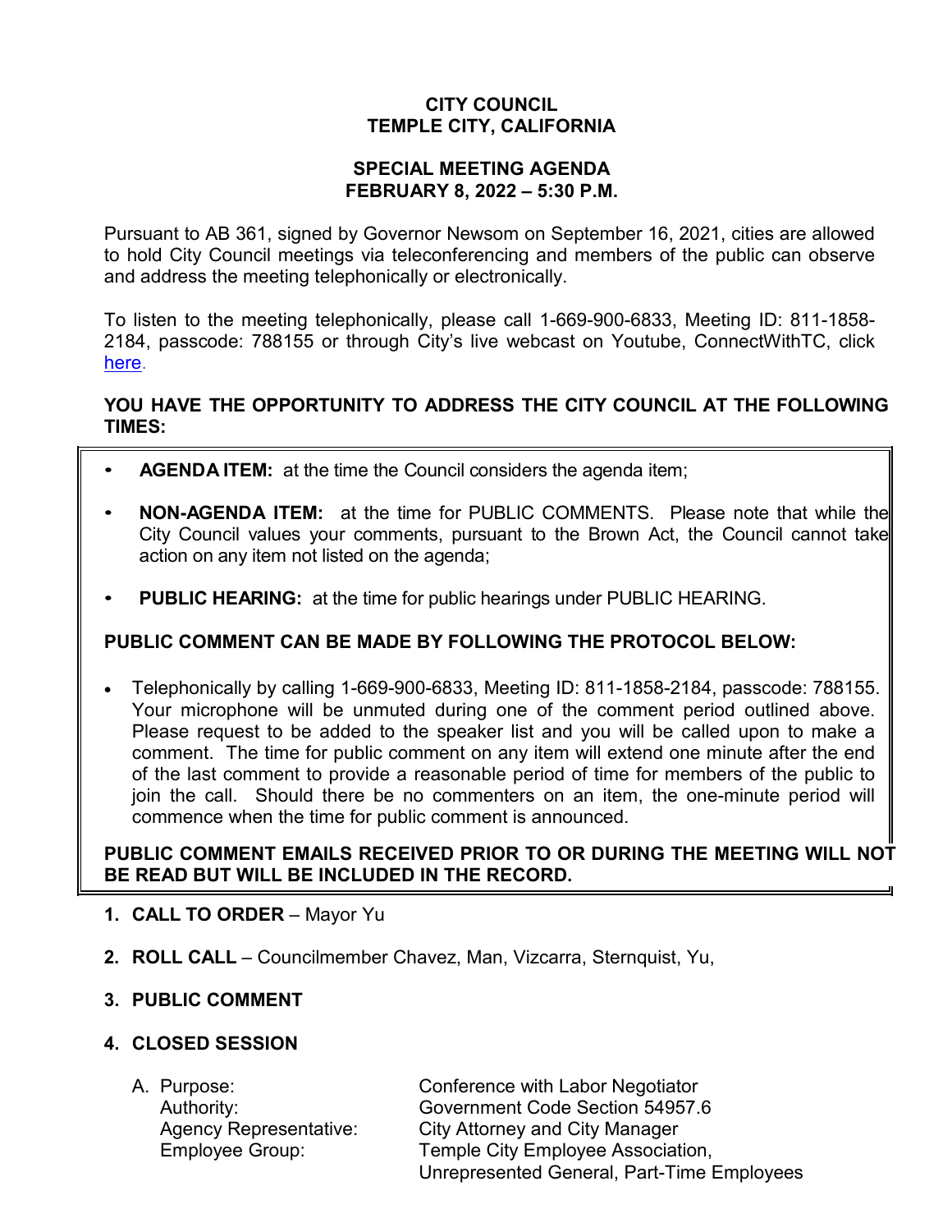**CITY COUNCIL**
**TEMPLE CITY, CALIFORNIA**

**SPECIAL MEETING AGENDA**
**FEBRUARY 8, 2022 – 5:30 P.M.**

Pursuant to AB 361, signed by Governor Newsom on September 16, 2021, cities are allowed to hold City Council meetings via teleconferencing and members of the public can observe and address the meeting telephonically or electronically.

To listen to the meeting telephonically, please call 1-669-900-6833, Meeting ID: 811-1858-2184, passcode: 788155 or through City's live webcast on Youtube, ConnectWithTC, click here.

**YOU HAVE THE OPPORTUNITY TO ADDRESS THE CITY COUNCIL AT THE FOLLOWING TIMES:**

- **AGENDA ITEM:** at the time the Council considers the agenda item;
- **NON-AGENDA ITEM:** at the time for PUBLIC COMMENTS. Please note that while the City Council values your comments, pursuant to the Brown Act, the Council cannot take action on any item not listed on the agenda;
- **PUBLIC HEARING:** at the time for public hearings under PUBLIC HEARING.

**PUBLIC COMMENT CAN BE MADE BY FOLLOWING THE PROTOCOL BELOW:**

- Telephonically by calling 1-669-900-6833, Meeting ID: 811-1858-2184, passcode: 788155. Your microphone will be unmuted during one of the comment period outlined above. Please request to be added to the speaker list and you will be called upon to make a comment. The time for public comment on any item will extend one minute after the end of the last comment to provide a reasonable period of time for members of the public to join the call. Should there be no commenters on an item, the one-minute period will commence when the time for public comment is announced.

**PUBLIC COMMENT EMAILS RECEIVED PRIOR TO OR DURING THE MEETING WILL NOT BE READ BUT WILL BE INCLUDED IN THE RECORD.**

1. **CALL TO ORDER** – Mayor Yu

2. **ROLL CALL** – Councilmember Chavez, Man, Vizcarra, Sternquist, Yu,

3. **PUBLIC COMMENT**

4. **CLOSED SESSION**

   A. Purpose: Conference with Labor Negotiator
      Authority: Government Code Section 54957.6
      Agency Representative: City Attorney and City Manager
      Employee Group: Temple City Employee Association, Unrepresented General, Part-Time Employees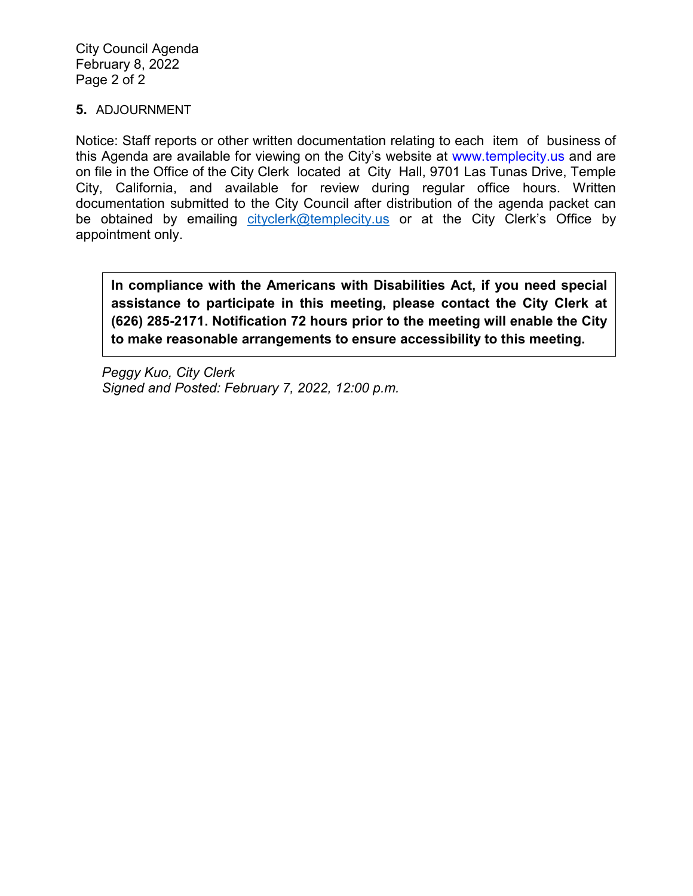**5.** ADJOURNMENT

Notice: Staff reports or other written documentation relating to each item of business of this Agenda are available for viewing on the City's website at www.templecity.us and are on file in the Office of the City Clerk located at City Hall, 9701 Las Tunas Drive, Temple City, California, and available for review during regular office hours. Written documentation submitted to the City Council after distribution of the agenda packet can be obtained by emailing cityclerk@templecity.us or at the City Clerk's Office by appointment only.

**In compliance with the Americans with Disabilities Act, if you need special assistance to participate in this meeting, please contact the City Clerk at (626) 285-2171. Notification 72 hours prior to the meeting will enable the City to make reasonable arrangements to ensure accessibility to this meeting.**

*Peggy Kuo, City Clerk*
*Signed and Posted: February 7, 2022, 12:00 p.m.*